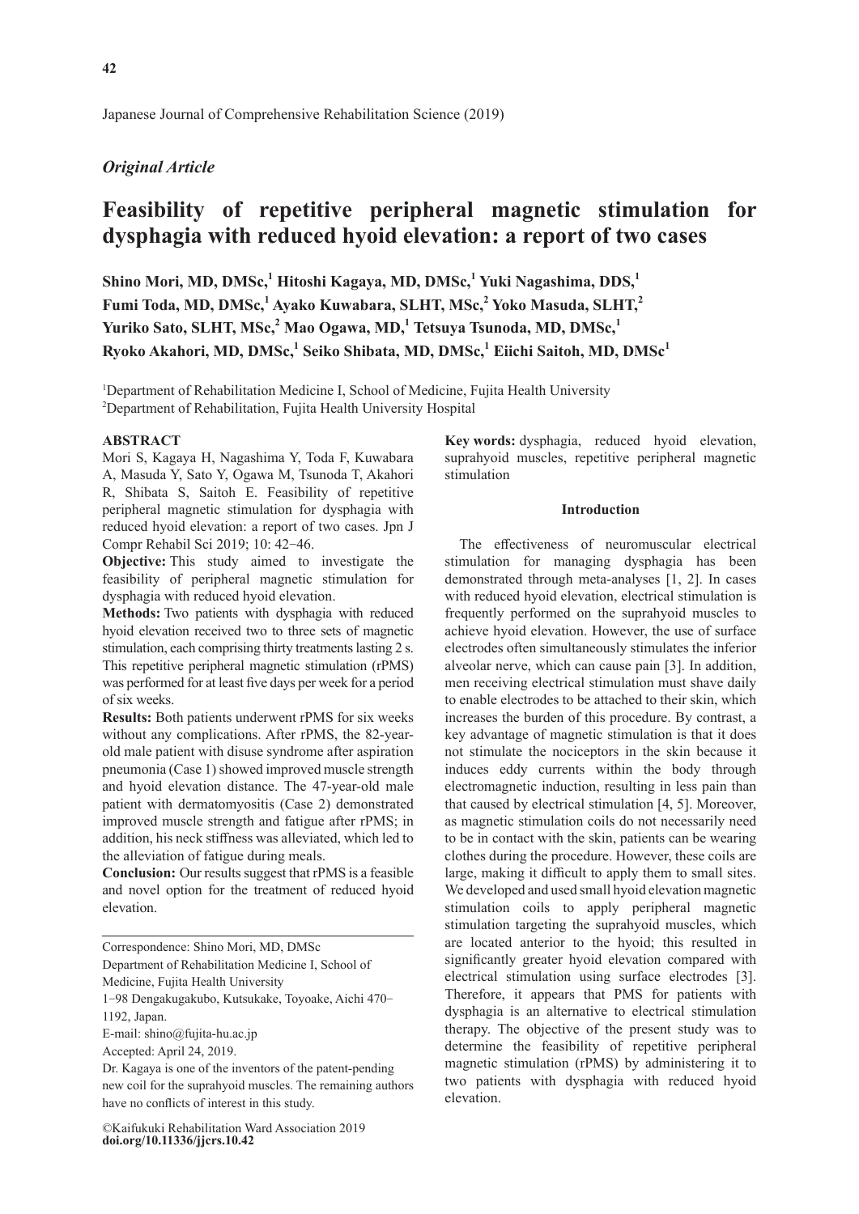Japanese Journal of Comprehensive Rehabilitation Science (2019)

*Original Article*

# Feasibility of repetitive peripheral magnetic stimulation for dysphagia with reduced hyoid elevation: a report of two cases

**Shino Mori, MD, DMSc,[1] Hitoshi Kagaya, MD, DMSc,[1] Yuki Nagashima, DDS,[1] Fumi Toda, MD, DMSc,[1] Ayako Kuwabara, SLHT, MSc,[2] Yoko Masuda, SLHT,[2] Yuriko Sato, SLHT, MSc,[2] Mao Ogawa, MD,[1] Tetsuya Tsunoda, MD, DMSc,[1] Ryoko Akahori, MD, DMSc,[1] Seiko Shibata, MD, DMSc,[1] Eiichi Saitoh, MD, DMSc[1]**

[1]Department of Rehabilitation Medicine I, School of Medicine, Fujita Health University
[2]Department of Rehabilitation, Fujita Health University Hospital

## ABSTRACT

Mori S, Kagaya H, Nagashima Y, Toda F, Kuwabara A, Masuda Y, Sato Y, Ogawa M, Tsunoda T, Akahori R, Shibata S, Saitoh E. Feasibility of repetitive peripheral magnetic stimulation for dysphagia with reduced hyoid elevation: a report of two cases. Jpn J Compr Rehabil Sci 2019; 10: 42−46.

**Objective:** This study aimed to investigate the feasibility of peripheral magnetic stimulation for dysphagia with reduced hyoid elevation.

**Methods:** Two patients with dysphagia with reduced hyoid elevation received two to three sets of magnetic stimulation, each comprising thirty treatments lasting 2 s. This repetitive peripheral magnetic stimulation (rPMS) was performed for at least five days per week for a period of six weeks.

**Results:** Both patients underwent rPMS for six weeks without any complications. After rPMS, the 82-year-old male patient with disuse syndrome after aspiration pneumonia (Case 1) showed improved muscle strength and hyoid elevation distance. The 47-year-old male patient with dermatomyositis (Case 2) demonstrated improved muscle strength and fatigue after rPMS; in addition, his neck stiffness was alleviated, which led to the alleviation of fatigue during meals.

**Conclusion:** Our results suggest that rPMS is a feasible and novel option for the treatment of reduced hyoid elevation.

Correspondence: Shino Mori, MD, DMSc
Department of Rehabilitation Medicine I, School of Medicine, Fujita Health University
1−98 Dengakugakubo, Kutsukake, Toyoake, Aichi 470−1192, Japan.
E-mail: shino@fujita-hu.ac.jp
Accepted: April 24, 2019.
Dr. Kagaya is one of the inventors of the patent-pending new coil for the suprahyoid muscles. The remaining authors have no conflicts of interest in this study.

©Kaifukuki Rehabilitation Ward Association 2019
**doi.org/10.11336/jjcrs.10.42**

**Key words:** dysphagia, reduced hyoid elevation, suprahyoid muscles, repetitive peripheral magnetic stimulation

## Introduction

The effectiveness of neuromuscular electrical stimulation for managing dysphagia has been demonstrated through meta-analyses [1, 2]. In cases with reduced hyoid elevation, electrical stimulation is frequently performed on the suprahyoid muscles to achieve hyoid elevation. However, the use of surface electrodes often simultaneously stimulates the inferior alveolar nerve, which can cause pain [3]. In addition, men receiving electrical stimulation must shave daily to enable electrodes to be attached to their skin, which increases the burden of this procedure. By contrast, a key advantage of magnetic stimulation is that it does not stimulate the nociceptors in the skin because it induces eddy currents within the body through electromagnetic induction, resulting in less pain than that caused by electrical stimulation [4, 5]. Moreover, as magnetic stimulation coils do not necessarily need to be in contact with the skin, patients can be wearing clothes during the procedure. However, these coils are large, making it difficult to apply them to small sites. We developed and used small hyoid elevation magnetic stimulation coils to apply peripheral magnetic stimulation targeting the suprahyoid muscles, which are located anterior to the hyoid; this resulted in significantly greater hyoid elevation compared with electrical stimulation using surface electrodes [3]. Therefore, it appears that PMS for patients with dysphagia is an alternative to electrical stimulation therapy. The objective of the present study was to determine the feasibility of repetitive peripheral magnetic stimulation (rPMS) by administering it to two patients with dysphagia with reduced hyoid elevation.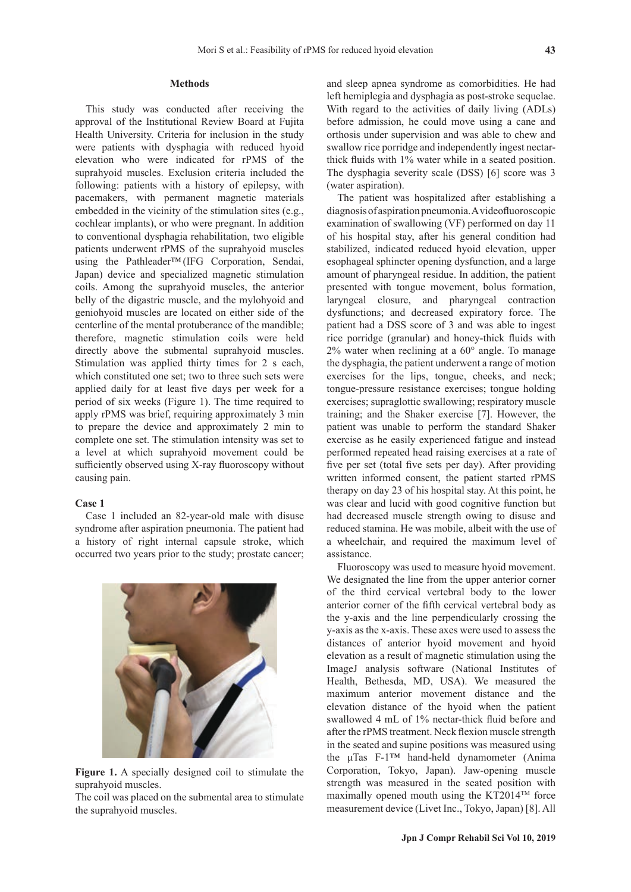## Methods

This study was conducted after receiving the approval of the Institutional Review Board at Fujita Health University. Criteria for inclusion in the study were patients with dysphagia with reduced hyoid elevation who were indicated for rPMS of the suprahyoid muscles. Exclusion criteria included the following: patients with a history of epilepsy, with pacemakers, with permanent magnetic materials embedded in the vicinity of the stimulation sites (e.g., cochlear implants), or who were pregnant. In addition to conventional dysphagia rehabilitation, two eligible patients underwent rPMS of the suprahyoid muscles using the Pathleader™ (IFG Corporation, Sendai, Japan) device and specialized magnetic stimulation coils. Among the suprahyoid muscles, the anterior belly of the digastric muscle, and the mylohyoid and geniohyoid muscles are located on either side of the centerline of the mental protuberance of the mandible; therefore, magnetic stimulation coils were held directly above the submental suprahyoid muscles. Stimulation was applied thirty times for 2 s each, which constituted one set; two to three such sets were applied daily for at least five days per week for a period of six weeks (Figure 1). The time required to apply rPMS was brief, requiring approximately 3 min to prepare the device and approximately 2 min to complete one set. The stimulation intensity was set to a level at which suprahyoid movement could be sufficiently observed using X-ray fluoroscopy without causing pain.

### Case 1

Case 1 included an 82-year-old male with disuse syndrome after aspiration pneumonia. The patient had a history of right internal capsule stroke, which occurred two years prior to the study; prostate cancer; and sleep apnea syndrome as comorbidities. He had left hemiplegia and dysphagia as post-stroke sequelae. With regard to the activities of daily living (ADLs) before admission, he could move using a cane and orthosis under supervision and was able to chew and swallow rice porridge and independently ingest nectar-thick fluids with 1% water while in a seated position. The dysphagia severity scale (DSS) [6] score was 3 (water aspiration).

**Figure 1.** A specially designed coil to stimulate the suprahyoid muscles.
The coil was placed on the submental area to stimulate the suprahyoid muscles.

The patient was hospitalized after establishing a diagnosis of aspiration pneumonia. A videofluoroscopic examination of swallowing (VF) performed on day 11 of his hospital stay, after his general condition had stabilized, indicated reduced hyoid elevation, upper esophageal sphincter opening dysfunction, and a large amount of pharyngeal residue. In addition, the patient presented with tongue movement, bolus formation, laryngeal closure, and pharyngeal contraction dysfunctions; and decreased expiratory force. The patient had a DSS score of 3 and was able to ingest rice porridge (granular) and honey-thick fluids with 2% water when reclining at a 60° angle. To manage the dysphagia, the patient underwent a range of motion exercises for the lips, tongue, cheeks, and neck; tongue-pressure resistance exercises; tongue holding exercises; supraglottic swallowing; respiratory muscle training; and the Shaker exercise [7]. However, the patient was unable to perform the standard Shaker exercise as he easily experienced fatigue and instead performed repeated head raising exercises at a rate of five per set (total five sets per day). After providing written informed consent, the patient started rPMS therapy on day 23 of his hospital stay. At this point, he was clear and lucid with good cognitive function but had decreased muscle strength owing to disuse and reduced stamina. He was mobile, albeit with the use of a wheelchair, and required the maximum level of assistance.

Fluoroscopy was used to measure hyoid movement. We designated the line from the upper anterior corner of the third cervical vertebral body to the lower anterior corner of the fifth cervical vertebral body as the y-axis and the line perpendicularly crossing the y-axis as the x-axis. These axes were used to assess the distances of anterior hyoid movement and hyoid elevation as a result of magnetic stimulation using the ImageJ analysis software (National Institutes of Health, Bethesda, MD, USA). We measured the maximum anterior movement distance and the elevation distance of the hyoid when the patient swallowed 4 mL of 1% nectar-thick fluid before and after the rPMS treatment. Neck flexion muscle strength in the seated and supine positions was measured using the μTas F-1™ hand-held dynamometer (Anima Corporation, Tokyo, Japan). Jaw-opening muscle strength was measured in the seated position with maximally opened mouth using the KT2014™ force measurement device (Livet Inc., Tokyo, Japan) [8]. All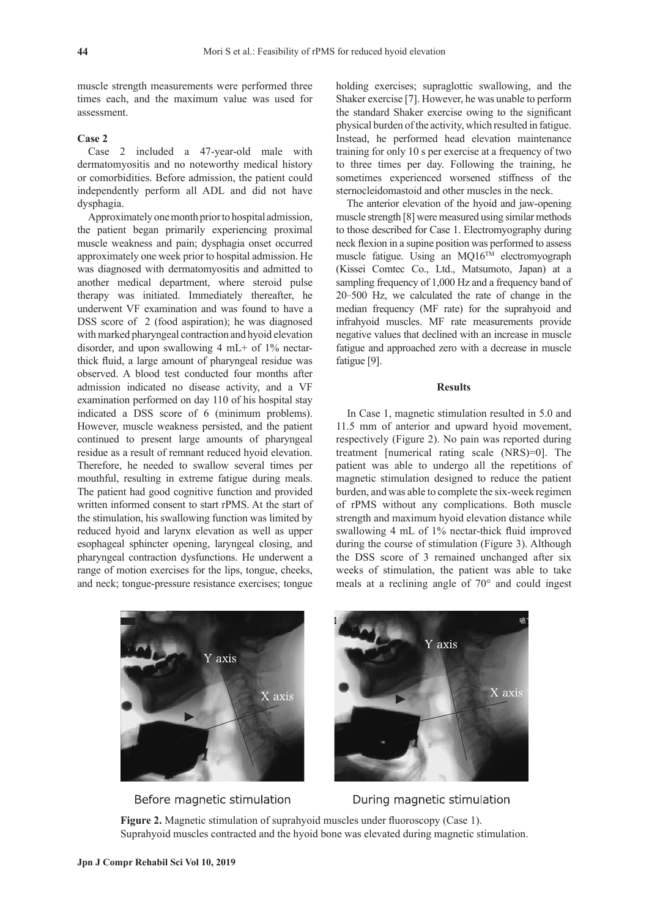muscle strength measurements were performed three times each, and the maximum value was used for assessment.

### Case 2

Case 2 included a 47-year-old male with dermatomyositis and no noteworthy medical history or comorbidities. Before admission, the patient could independently perform all ADL and did not have dysphagia.

Approximately one month prior to hospital admission, the patient began primarily experiencing proximal muscle weakness and pain; dysphagia onset occurred approximately one week prior to hospital admission. He was diagnosed with dermatomyositis and admitted to another medical department, where steroid pulse therapy was initiated. Immediately thereafter, he underwent VF examination and was found to have a DSS score of 2 (food aspiration); he was diagnosed with marked pharyngeal contraction and hyoid elevation disorder, and upon swallowing 4 mL+ of 1% nectar-thick fluid, a large amount of pharyngeal residue was observed. A blood test conducted four months after admission indicated no disease activity, and a VF examination performed on day 110 of his hospital stay indicated a DSS score of 6 (minimum problems). However, muscle weakness persisted, and the patient continued to present large amounts of pharyngeal residue as a result of remnant reduced hyoid elevation. Therefore, he needed to swallow several times per mouthful, resulting in extreme fatigue during meals. The patient had good cognitive function and provided written informed consent to start rPMS. At the start of the stimulation, his swallowing function was limited by reduced hyoid and larynx elevation as well as upper esophageal sphincter opening, laryngeal closing, and pharyngeal contraction dysfunctions. He underwent a range of motion exercises for the lips, tongue, cheeks, and neck; tongue-pressure resistance exercises; tongue holding exercises; supraglottic swallowing, and the Shaker exercise [7]. However, he was unable to perform the standard Shaker exercise owing to the significant physical burden of the activity, which resulted in fatigue. Instead, he performed head elevation maintenance training for only 10 s per exercise at a frequency of two to three times per day. Following the training, he sometimes experienced worsened stiffness of the sternocleidomastoid and other muscles in the neck.

The anterior elevation of the hyoid and jaw-opening muscle strength [8] were measured using similar methods to those described for Case 1. Electromyography during neck flexion in a supine position was performed to assess muscle fatigue. Using an MQ16™ electromyograph (Kissei Comtec Co., Ltd., Matsumoto, Japan) at a sampling frequency of 1,000 Hz and a frequency band of 20–500 Hz, we calculated the rate of change in the median frequency (MF rate) for the suprahyoid and infrahyoid muscles. MF rate measurements provide negative values that declined with an increase in muscle fatigue and approached zero with a decrease in muscle fatigue [9].

## Results

In Case 1, magnetic stimulation resulted in 5.0 and 11.5 mm of anterior and upward hyoid movement, respectively (Figure 2). No pain was reported during treatment [numerical rating scale (NRS)=0]. The patient was able to undergo all the repetitions of magnetic stimulation designed to reduce the patient burden, and was able to complete the six-week regimen of rPMS without any complications. Both muscle strength and maximum hyoid elevation distance while swallowing 4 mL of 1% nectar-thick fluid improved during the course of stimulation (Figure 3). Although the DSS score of 3 remained unchanged after six weeks of stimulation, the patient was able to take meals at a reclining angle of 70° and could ingest

Before magnetic stimulation　　　During magnetic stimulation

**Figure 2.** Magnetic stimulation of suprahyoid muscles under fluoroscopy (Case 1).
Suprahyoid muscles contracted and the hyoid bone was elevated during magnetic stimulation.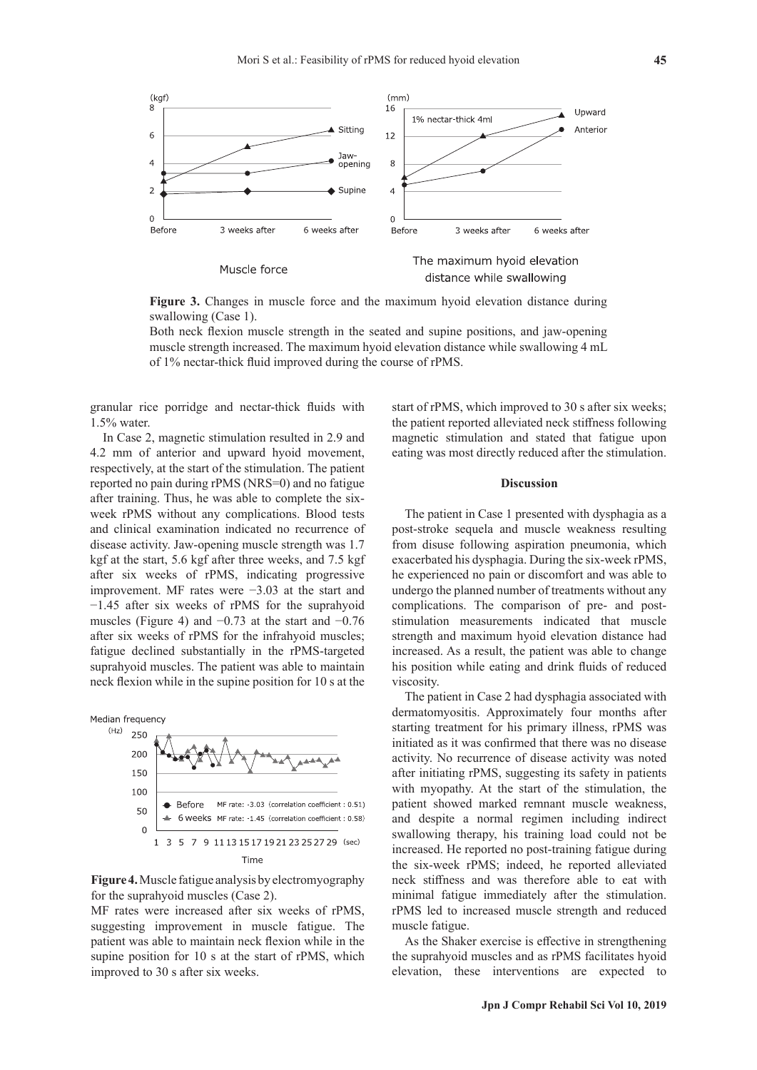**Figure 3.** Changes in muscle force and the maximum hyoid elevation distance during swallowing (Case 1).

Both neck flexion muscle strength in the seated and supine positions, and jaw-opening muscle strength increased. The maximum hyoid elevation distance while swallowing 4 mL of 1% nectar-thick fluid improved during the course of rPMS.

granular rice porridge and nectar-thick fluids with 1.5% water.

In Case 2, magnetic stimulation resulted in 2.9 and 4.2 mm of anterior and upward hyoid movement, respectively, at the start of the stimulation. The patient reported no pain during rPMS (NRS=0) and no fatigue after training. Thus, he was able to complete the six-week rPMS without any complications. Blood tests and clinical examination indicated no recurrence of disease activity. Jaw-opening muscle strength was 1.7 kgf at the start, 5.6 kgf after three weeks, and 7.5 kgf after six weeks of rPMS, indicating progressive improvement. MF rates were −3.03 at the start and −1.45 after six weeks of rPMS for the suprahyoid muscles (Figure 4) and −0.73 at the start and −0.76 after six weeks of rPMS for the infrahyoid muscles; fatigue declined substantially in the rPMS-targeted suprahyoid muscles. The patient was able to maintain neck flexion while in the supine position for 10 s at the start of rPMS, which improved to 30 s after six weeks; the patient reported alleviated neck stiffness following magnetic stimulation and stated that fatigue upon eating was most directly reduced after the stimulation.

**Figure 4.** Muscle fatigue analysis by electromyography for the suprahyoid muscles (Case 2).

MF rates were increased after six weeks of rPMS, suggesting improvement in muscle fatigue. The patient was able to maintain neck flexion while in the supine position for 10 s at the start of rPMS, which improved to 30 s after six weeks.

## Discussion

The patient in Case 1 presented with dysphagia as a post-stroke sequela and muscle weakness resulting from disuse following aspiration pneumonia, which exacerbated his dysphagia. During the six-week rPMS, he experienced no pain or discomfort and was able to undergo the planned number of treatments without any complications. The comparison of pre- and post-stimulation measurements indicated that muscle strength and maximum hyoid elevation distance had increased. As a result, the patient was able to change his position while eating and drink fluids of reduced viscosity.

The patient in Case 2 had dysphagia associated with dermatomyositis. Approximately four months after starting treatment for his primary illness, rPMS was initiated as it was confirmed that there was no disease activity. No recurrence of disease activity was noted after initiating rPMS, suggesting its safety in patients with myopathy. At the start of the stimulation, the patient showed marked remnant muscle weakness, and despite a normal regimen including indirect swallowing therapy, his training load could not be increased. He reported no post-training fatigue during the six-week rPMS; indeed, he reported alleviated neck stiffness and was therefore able to eat with minimal fatigue immediately after the stimulation. rPMS led to increased muscle strength and reduced muscle fatigue.

As the Shaker exercise is effective in strengthening the suprahyoid muscles and as rPMS facilitates hyoid elevation, these interventions are expected to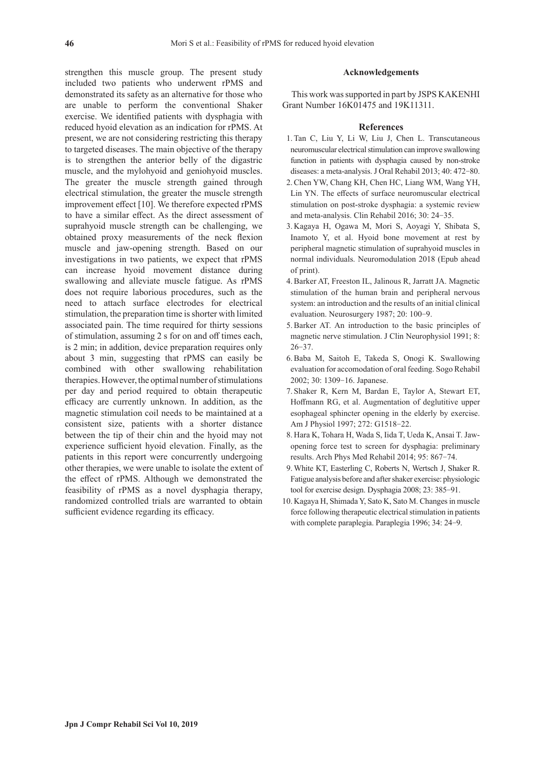strengthen this muscle group. The present study included two patients who underwent rPMS and demonstrated its safety as an alternative for those who are unable to perform the conventional Shaker exercise. We identified patients with dysphagia with reduced hyoid elevation as an indication for rPMS. At present, we are not considering restricting this therapy to targeted diseases. The main objective of the therapy is to strengthen the anterior belly of the digastric muscle, and the mylohyoid and geniohyoid muscles. The greater the muscle strength gained through electrical stimulation, the greater the muscle strength improvement effect [10]. We therefore expected rPMS to have a similar effect. As the direct assessment of suprahyoid muscle strength can be challenging, we obtained proxy measurements of the neck flexion muscle and jaw-opening strength. Based on our investigations in two patients, we expect that rPMS can increase hyoid movement distance during swallowing and alleviate muscle fatigue. As rPMS does not require laborious procedures, such as the need to attach surface electrodes for electrical stimulation, the preparation time is shorter with limited associated pain. The time required for thirty sessions of stimulation, assuming 2 s for on and off times each, is 2 min; in addition, device preparation requires only about 3 min, suggesting that rPMS can easily be combined with other swallowing rehabilitation therapies. However, the optimal number of stimulations per day and period required to obtain therapeutic efficacy are currently unknown. In addition, as the magnetic stimulation coil needs to be maintained at a consistent size, patients with a shorter distance between the tip of their chin and the hyoid may not experience sufficient hyoid elevation. Finally, as the patients in this report were concurrently undergoing other therapies, we were unable to isolate the extent of the effect of rPMS. Although we demonstrated the feasibility of rPMS as a novel dysphagia therapy, randomized controlled trials are warranted to obtain sufficient evidence regarding its efficacy.

### Acknowledgements

This work was supported in part by JSPS KAKENHI Grant Number 16K01475 and 19K11311.

### References

1. Tan C, Liu Y, Li W, Liu J, Chen L. Transcutaneous neuromuscular electrical stimulation can improve swallowing function in patients with dysphagia caused by non-stroke diseases: a meta-analysis. J Oral Rehabil 2013; 40: 472−80.
2. Chen YW, Chang KH, Chen HC, Liang WM, Wang YH, Lin YN. The effects of surface neuromuscular electrical stimulation on post-stroke dysphagia: a systemic review and meta-analysis. Clin Rehabil 2016; 30: 24−35.
3. Kagaya H, Ogawa M, Mori S, Aoyagi Y, Shibata S, Inamoto Y, et al. Hyoid bone movement at rest by peripheral magnetic stimulation of suprahyoid muscles in normal individuals. Neuromodulation 2018 (Epub ahead of print).
4. Barker AT, Freeston IL, Jalinous R, Jarratt JA. Magnetic stimulation of the human brain and peripheral nervous system: an introduction and the results of an initial clinical evaluation. Neurosurgery 1987; 20: 100−9.
5. Barker AT. An introduction to the basic principles of magnetic nerve stimulation. J Clin Neurophysiol 1991; 8: 26−37.
6. Baba M, Saitoh E, Takeda S, Onogi K. Swallowing evaluation for accomodation of oral feeding. Sogo Rehabil 2002; 30: 1309−16. Japanese.
7. Shaker R, Kern M, Bardan E, Taylor A, Stewart ET, Hoffmann RG, et al. Augmentation of deglutitive upper esophageal sphincter opening in the elderly by exercise. Am J Physiol 1997; 272: G1518−22.
8. Hara K, Tohara H, Wada S, Iida T, Ueda K, Ansai T. Jaw-opening force test to screen for dysphagia: preliminary results. Arch Phys Med Rehabil 2014; 95: 867−74.
9. White KT, Easterling C, Roberts N, Wertsch J, Shaker R. Fatigue analysis before and after shaker exercise: physiologic tool for exercise design. Dysphagia 2008; 23: 385−91.
10. Kagaya H, Shimada Y, Sato K, Sato M. Changes in muscle force following therapeutic electrical stimulation in patients with complete paraplegia. Paraplegia 1996; 34: 24−9.